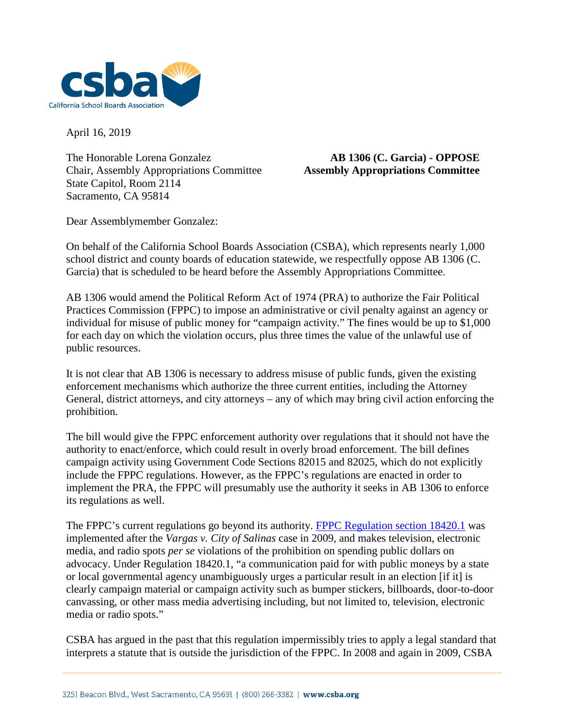April 16, 2019

The Honorable Lorena Gonzalez
Chair, Assembly Appropriations Committee
State Capitol, Room 2114
Sacramento, CA 95814

**AB 1306 (C. Garcia) - OPPOSE**
**Assembly Appropriations Committee**

Dear Assemblymember Gonzalez:

On behalf of the California School Boards Association (CSBA), which represents nearly 1,000 school district and county boards of education statewide, we respectfully oppose AB 1306 (C. Garcia) that is scheduled to be heard before the Assembly Appropriations Committee.

AB 1306 would amend the Political Reform Act of 1974 (PRA) to authorize the Fair Political Practices Commission (FPPC) to impose an administrative or civil penalty against an agency or individual for misuse of public money for "campaign activity." The fines would be up to $1,000 for each day on which the violation occurs, plus three times the value of the unlawful use of public resources.

It is not clear that AB 1306 is necessary to address misuse of public funds, given the existing enforcement mechanisms which authorize the three current entities, including the Attorney General, district attorneys, and city attorneys – any of which may bring civil action enforcing the prohibition.

The bill would give the FPPC enforcement authority over regulations that it should not have the authority to enact/enforce, which could result in overly broad enforcement. The bill defines campaign activity using Government Code Sections 82015 and 82025, which do not explicitly include the FPPC regulations. However, as the FPPC's regulations are enacted in order to implement the PRA, the FPPC will presumably use the authority it seeks in AB 1306 to enforce its regulations as well.

The FPPC's current regulations go beyond its authority. FPPC Regulation section 18420.1 was implemented after the *Vargas v. City of Salinas* case in 2009, and makes television, electronic media, and radio spots *per se* violations of the prohibition on spending public dollars on advocacy. Under Regulation 18420.1, "a communication paid for with public moneys by a state or local governmental agency unambiguously urges a particular result in an election [if it] is clearly campaign material or campaign activity such as bumper stickers, billboards, door-to-door canvassing, or other mass media advertising including, but not limited to, television, electronic media or radio spots."

CSBA has argued in the past that this regulation impermissibly tries to apply a legal standard that interprets a statute that is outside the jurisdiction of the FPPC. In 2008 and again in 2009, CSBA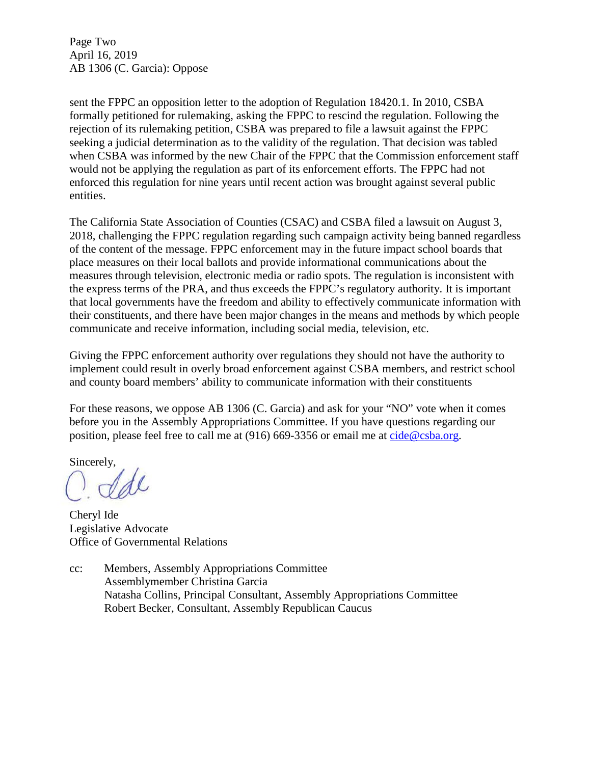sent the FPPC an opposition letter to the adoption of Regulation 18420.1. In 2010, CSBA formally petitioned for rulemaking, asking the FPPC to rescind the regulation. Following the rejection of its rulemaking petition, CSBA was prepared to file a lawsuit against the FPPC seeking a judicial determination as to the validity of the regulation. That decision was tabled when CSBA was informed by the new Chair of the FPPC that the Commission enforcement staff would not be applying the regulation as part of its enforcement efforts. The FPPC had not enforced this regulation for nine years until recent action was brought against several public entities.

The California State Association of Counties (CSAC) and CSBA filed a lawsuit on August 3, 2018, challenging the FPPC regulation regarding such campaign activity being banned regardless of the content of the message. FPPC enforcement may in the future impact school boards that place measures on their local ballots and provide informational communications about the measures through television, electronic media or radio spots. The regulation is inconsistent with the express terms of the PRA, and thus exceeds the FPPC's regulatory authority. It is important that local governments have the freedom and ability to effectively communicate information with their constituents, and there have been major changes in the means and methods by which people communicate and receive information, including social media, television, etc.

Giving the FPPC enforcement authority over regulations they should not have the authority to implement could result in overly broad enforcement against CSBA members, and restrict school and county board members' ability to communicate information with their constituents

For these reasons, we oppose AB 1306 (C. Garcia) and ask for your "NO" vote when it comes before you in the Assembly Appropriations Committee. If you have questions regarding our position, please feel free to call me at (916) 669-3356 or email me at cide@csba.org.

Sincerely,

C. Ide

Cheryl Ide
Legislative Advocate
Office of Governmental Relations

cc: Members, Assembly Appropriations Committee
Assemblymember Christina Garcia
Natasha Collins, Principal Consultant, Assembly Appropriations Committee
Robert Becker, Consultant, Assembly Republican Caucus